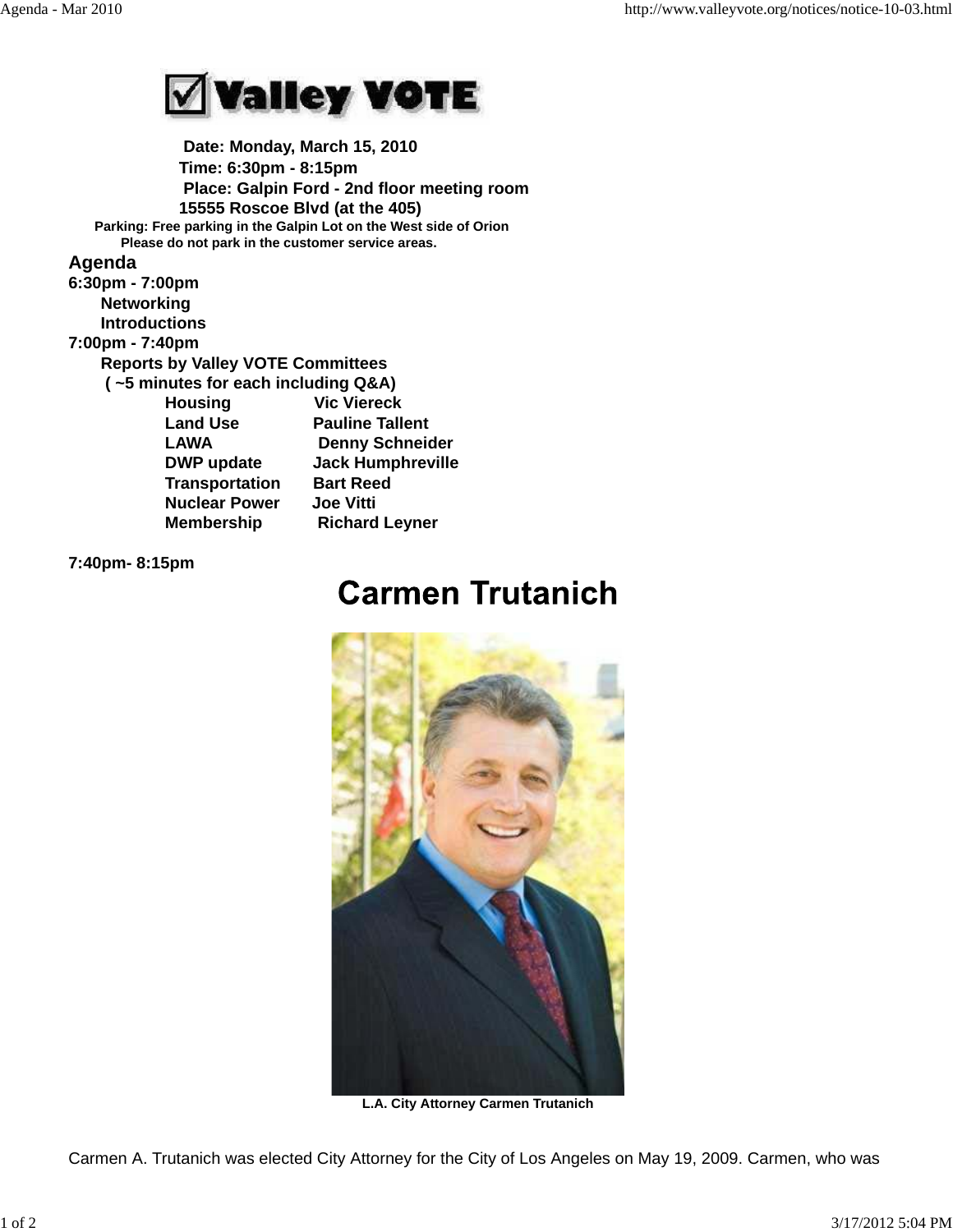Valley VOTE

**Date: Monday, March 15, 2010**
**Time: 6:30pm - 8:15pm**
**Place: Galpin Ford - 2nd floor meeting room**
**15555 Roscoe Blvd (at the 405)**
**Parking: Free parking in the Galpin Lot on the West side of Orion**
**Please do not park in the customer service areas.**

## Agenda

**6:30pm - 7:00pm**

**Networking**
**Introductions**

**7:00pm - 7:40pm**

**Reports by Valley VOTE Committees**
**( ~5 minutes for each including Q&A)**

| | |
|---|---|
| **Housing** | **Vic Viereck** |
| **Land Use** | **Pauline Tallent** |
| **LAWA** | **Denny Schneider** |
| **DWP update** | **Jack Humphreville** |
| **Transportation** | **Bart Reed** |
| **Nuclear Power** | **Joe Vitti** |
| **Membership** | **Richard Leyner** |

**7:40pm- 8:15pm**

# Carmen Trutanich

**L.A. City Attorney Carmen Trutanich**

Carmen A. Trutanich was elected City Attorney for the City of Los Angeles on May 19, 2009. Carmen, who was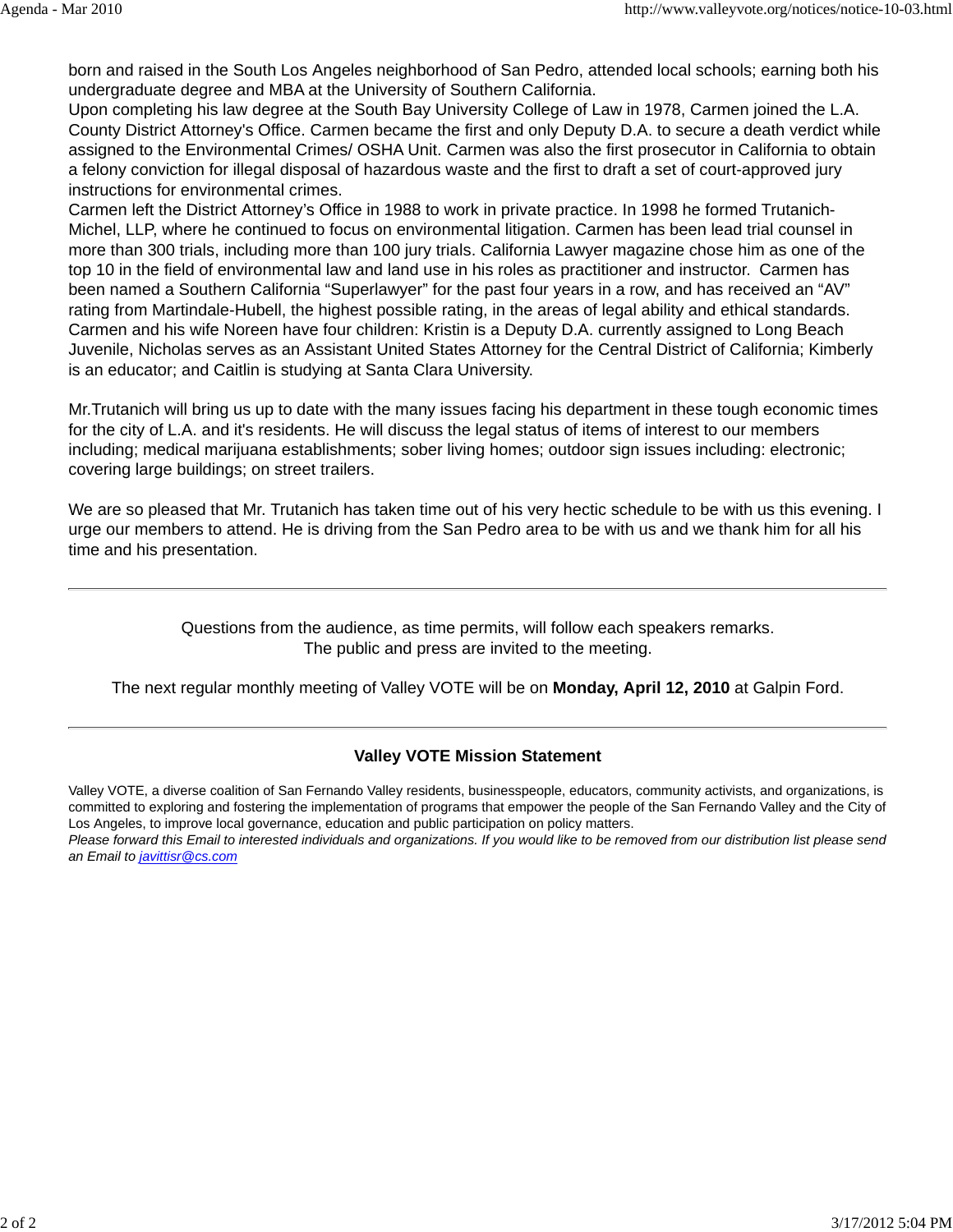born and raised in the South Los Angeles neighborhood of San Pedro, attended local schools; earning both his undergraduate degree and MBA at the University of Southern California.
Upon completing his law degree at the South Bay University College of Law in 1978, Carmen joined the L.A. County District Attorney's Office. Carmen became the first and only Deputy D.A. to secure a death verdict while assigned to the Environmental Crimes/ OSHA Unit. Carmen was also the first prosecutor in California to obtain a felony conviction for illegal disposal of hazardous waste and the first to draft a set of court-approved jury instructions for environmental crimes.
Carmen left the District Attorney's Office in 1988 to work in private practice. In 1998 he formed Trutanich-Michel, LLP, where he continued to focus on environmental litigation. Carmen has been lead trial counsel in more than 300 trials, including more than 100 jury trials. California Lawyer magazine chose him as one of the top 10 in the field of environmental law and land use in his roles as practitioner and instructor. Carmen has been named a Southern California "Superlawyer" for the past four years in a row, and has received an "AV" rating from Martindale-Hubell, the highest possible rating, in the areas of legal ability and ethical standards.
Carmen and his wife Noreen have four children: Kristin is a Deputy D.A. currently assigned to Long Beach Juvenile, Nicholas serves as an Assistant United States Attorney for the Central District of California; Kimberly is an educator; and Caitlin is studying at Santa Clara University.

Mr.Trutanich will bring us up to date with the many issues facing his department in these tough economic times for the city of L.A. and it's residents. He will discuss the legal status of items of interest to our members including; medical marijuana establishments; sober living homes; outdoor sign issues including: electronic; covering large buildings; on street trailers.

We are so pleased that Mr. Trutanich has taken time out of his very hectic schedule to be with us this evening. I urge our members to attend. He is driving from the San Pedro area to be with us and we thank him for all his time and his presentation.

---

Questions from the audience, as time permits, will follow each speakers remarks.
The public and press are invited to the meeting.

The next regular monthly meeting of Valley VOTE will be on **Monday, April 12, 2010** at Galpin Ford.

---

**Valley VOTE Mission Statement**

Valley VOTE, a diverse coalition of San Fernando Valley residents, businesspeople, educators, community activists, and organizations, is committed to exploring and fostering the implementation of programs that empower the people of the San Fernando Valley and the City of Los Angeles, to improve local governance, education and public participation on policy matters.
*Please forward this Email to interested individuals and organizations. If you would like to be removed from our distribution list please send an Email to javittisr@cs.com*